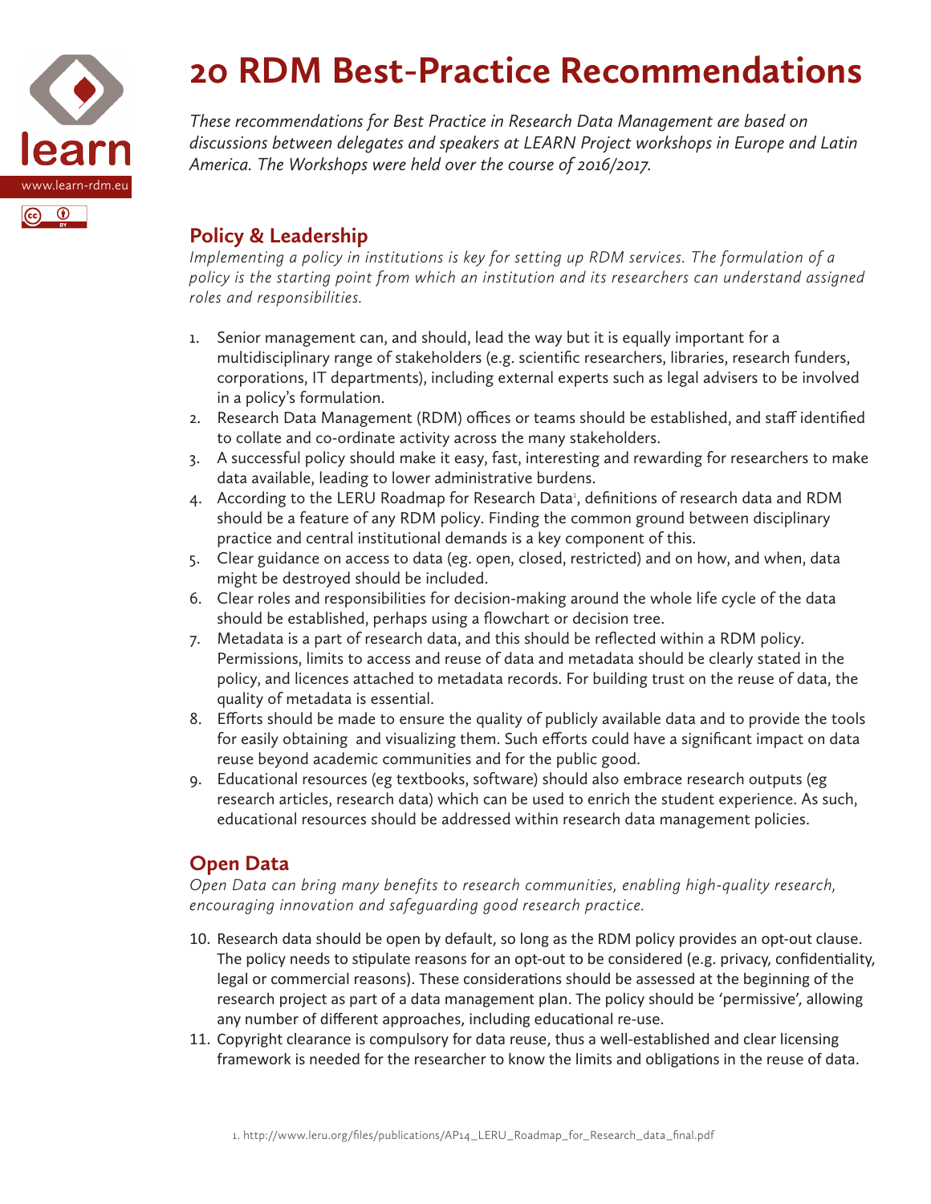# 20 RDM Best-Practice Recommendations

*These recommendations for Best Practice in Research Data Management are based on discussions between delegates and speakers at LEARN Project workshops in Europe and Latin America. The Workshops were held over the course of 2016/2017.*

## Policy & Leadership

*Implementing a policy in institutions is key for setting up RDM services. The formulation of a policy is the starting point from which an institution and its researchers can understand assigned roles and responsibilities.*

1. Senior management can, and should, lead the way but it is equally important for a multidisciplinary range of stakeholders (e.g. scientific researchers, libraries, research funders, corporations, IT departments), including external experts such as legal advisers to be involved in a policy's formulation.
2. Research Data Management (RDM) offices or teams should be established, and staff identified to collate and co-ordinate activity across the many stakeholders.
3. A successful policy should make it easy, fast, interesting and rewarding for researchers to make data available, leading to lower administrative burdens.
4. According to the LERU Roadmap for Research Data[1], definitions of research data and RDM should be a feature of any RDM policy. Finding the common ground between disciplinary practice and central institutional demands is a key component of this.
5. Clear guidance on access to data (eg. open, closed, restricted) and on how, and when, data might be destroyed should be included.
6. Clear roles and responsibilities for decision-making around the whole life cycle of the data should be established, perhaps using a flowchart or decision tree.
7. Metadata is a part of research data, and this should be reflected within a RDM policy. Permissions, limits to access and reuse of data and metadata should be clearly stated in the policy, and licences attached to metadata records. For building trust on the reuse of data, the quality of metadata is essential.
8. Efforts should be made to ensure the quality of publicly available data and to provide the tools for easily obtaining and visualizing them. Such efforts could have a significant impact on data reuse beyond academic communities and for the public good.
9. Educational resources (eg textbooks, software) should also embrace research outputs (eg research articles, research data) which can be used to enrich the student experience. As such, educational resources should be addressed within research data management policies.

## Open Data

*Open Data can bring many benefits to research communities, enabling high-quality research, encouraging innovation and safeguarding good research practice.*

10. Research data should be open by default, so long as the RDM policy provides an opt-out clause. The policy needs to stipulate reasons for an opt-out to be considered (e.g. privacy, confidentiality, legal or commercial reasons). These considerations should be assessed at the beginning of the research project as part of a data management plan. The policy should be 'permissive', allowing any number of different approaches, including educational re-use.
11. Copyright clearance is compulsory for data reuse, thus a well-established and clear licensing framework is needed for the researcher to know the limits and obligations in the reuse of data.

1. http://www.leru.org/files/publications/AP14_LERU_Roadmap_for_Research_data_final.pdf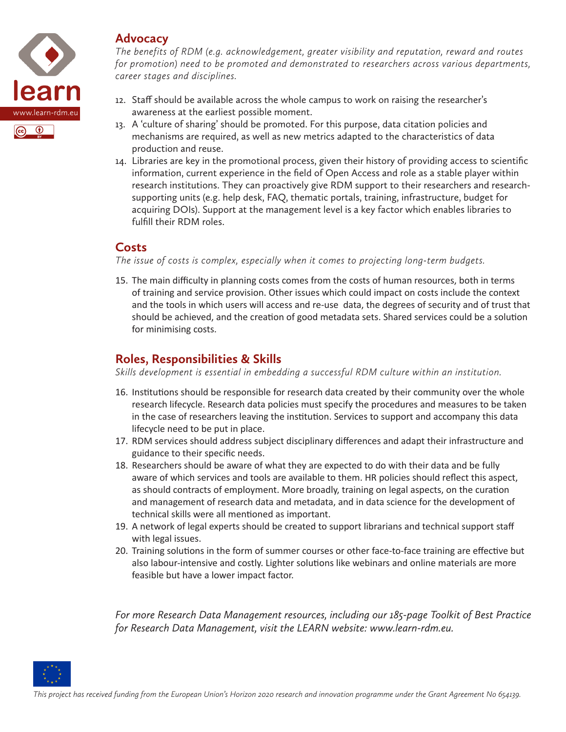## Advocacy

*The benefits of RDM (e.g. acknowledgement, greater visibility and reputation, reward and routes for promotion) need to be promoted and demonstrated to researchers across various departments, career stages and disciplines.*

12. Staff should be available across the whole campus to work on raising the researcher's awareness at the earliest possible moment.
13. A 'culture of sharing' should be promoted. For this purpose, data citation policies and mechanisms are required, as well as new metrics adapted to the characteristics of data production and reuse.
14. Libraries are key in the promotional process, given their history of providing access to scientific information, current experience in the field of Open Access and role as a stable player within research institutions. They can proactively give RDM support to their researchers and research-supporting units (e.g. help desk, FAQ, thematic portals, training, infrastructure, budget for acquiring DOIs). Support at the management level is a key factor which enables libraries to fulfill their RDM roles.

## Costs

*The issue of costs is complex, especially when it comes to projecting long-term budgets.*

15. The main difficulty in planning costs comes from the costs of human resources, both in terms of training and service provision. Other issues which could impact on costs include the context and the tools in which users will access and re-use data, the degrees of security and of trust that should be achieved, and the creation of good metadata sets. Shared services could be a solution for minimising costs.

## Roles, Responsibilities & Skills

*Skills development is essential in embedding a successful RDM culture within an institution.*

16. Institutions should be responsible for research data created by their community over the whole research lifecycle. Research data policies must specify the procedures and measures to be taken in the case of researchers leaving the institution. Services to support and accompany this data lifecycle need to be put in place.
17. RDM services should address subject disciplinary differences and adapt their infrastructure and guidance to their specific needs.
18. Researchers should be aware of what they are expected to do with their data and be fully aware of which services and tools are available to them. HR policies should reflect this aspect, as should contracts of employment. More broadly, training on legal aspects, on the curation and management of research data and metadata, and in data science for the development of technical skills were all mentioned as important.
19. A network of legal experts should be created to support librarians and technical support staff with legal issues.
20. Training solutions in the form of summer courses or other face-to-face training are effective but also labour-intensive and costly. Lighter solutions like webinars and online materials are more feasible but have a lower impact factor.

*For more Research Data Management resources, including our 185-page Toolkit of Best Practice for Research Data Management, visit the LEARN website: www.learn-rdm.eu.*

*This project has received funding from the European Union's Horizon 2020 research and innovation programme under the Grant Agreement No 654139.*